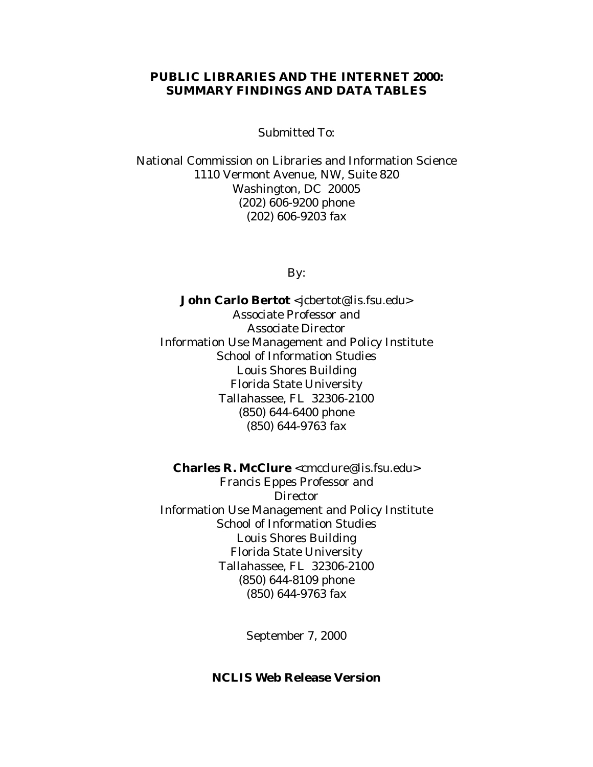# PUBLIC LIBRARIES AND THE INTERNET 2000: SUMMARY FINDINGS AND DATA TABLES

Submitted To:

National Commission on Libraries and Information Science
1110 Vermont Avenue, NW, Suite 820
Washington, DC 20005
(202) 606-9200 phone
(202) 606-9203 fax

By:

**John Carlo Bertot** <jcbertot@lis.fsu.edu>
Associate Professor and
Associate Director
Information Use Management and Policy Institute
School of Information Studies
Louis Shores Building
Florida State University
Tallahassee, FL 32306-2100
(850) 644-6400 phone
(850) 644-9763 fax

**Charles R. McClure** <cmcclure@lis.fsu.edu>
Francis Eppes Professor and
Director
Information Use Management and Policy Institute
School of Information Studies
Louis Shores Building
Florida State University
Tallahassee, FL 32306-2100
(850) 644-8109 phone
(850) 644-9763 fax

September 7, 2000

**NCLIS Web Release Version**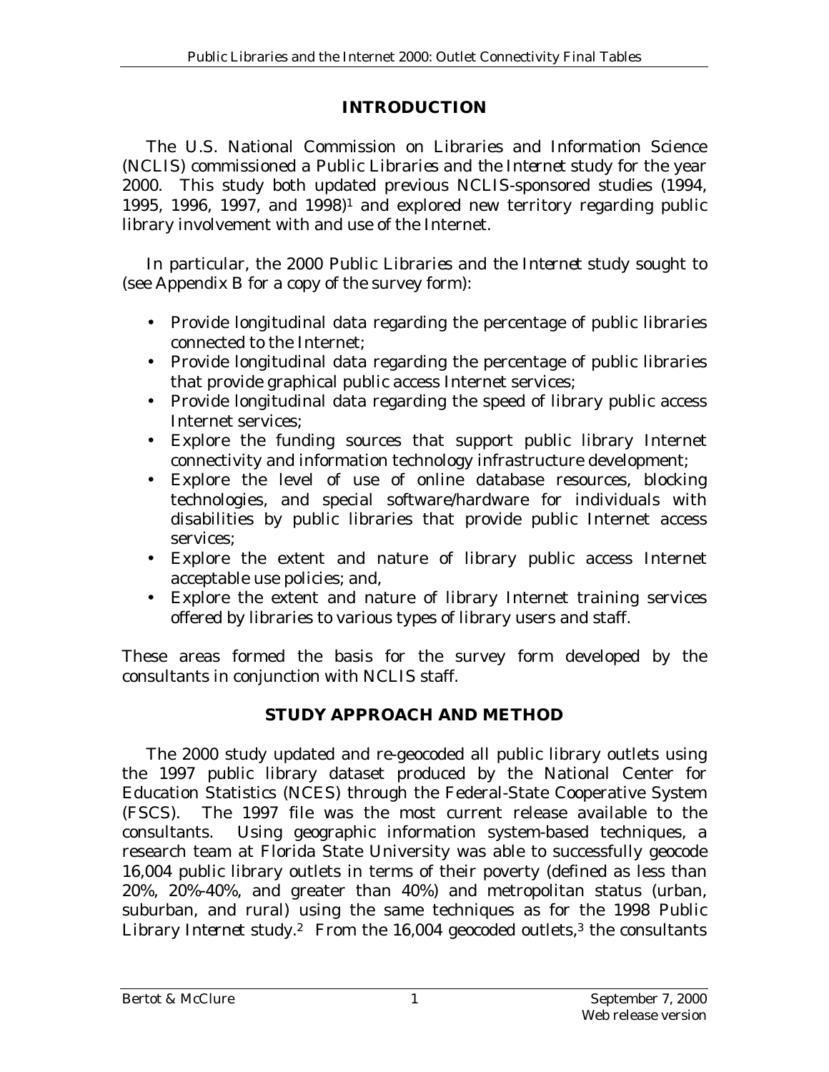## INTRODUCTION

The U.S. National Commission on Libraries and Information Science (NCLIS) commissioned a *Public Libraries and the Internet* study for the year 2000. This study both updated previous NCLIS-sponsored studies (1994, 1995, 1996, 1997, and 1998)[1] and explored new territory regarding public library involvement with and use of the Internet.

In particular, the 2000 *Public Libraries and the Internet* study sought to (see Appendix B for a copy of the survey form):

- Provide longitudinal data regarding the percentage of public libraries connected to the Internet;
- Provide longitudinal data regarding the percentage of public libraries that provide graphical public access Internet services;
- Provide longitudinal data regarding the speed of library public access Internet services;
- Explore the funding sources that support public library Internet connectivity and information technology infrastructure development;
- Explore the level of use of online database resources, blocking technologies, and special software/hardware for individuals with disabilities by public libraries that provide public Internet access services;
- Explore the extent and nature of library public access Internet acceptable use policies; and,
- Explore the extent and nature of library Internet training services offered by libraries to various types of library users and staff.

These areas formed the basis for the survey form developed by the consultants in conjunction with NCLIS staff.

## STUDY APPROACH AND METHOD

The 2000 study updated and re-geocoded all public library outlets using the 1997 public library dataset produced by the National Center for Education Statistics (NCES) through the Federal-State Cooperative System (FSCS). The 1997 file was the most current release available to the consultants. Using geographic information system-based techniques, a research team at Florida State University was able to successfully geocode 16,004 public library outlets in terms of their poverty (defined as less than 20%, 20%-40%, and greater than 40%) and metropolitan status (urban, suburban, and rural) using the same techniques as for the 1998 *Public Library Internet* study.[2] From the 16,004 geocoded outlets,[3] the consultants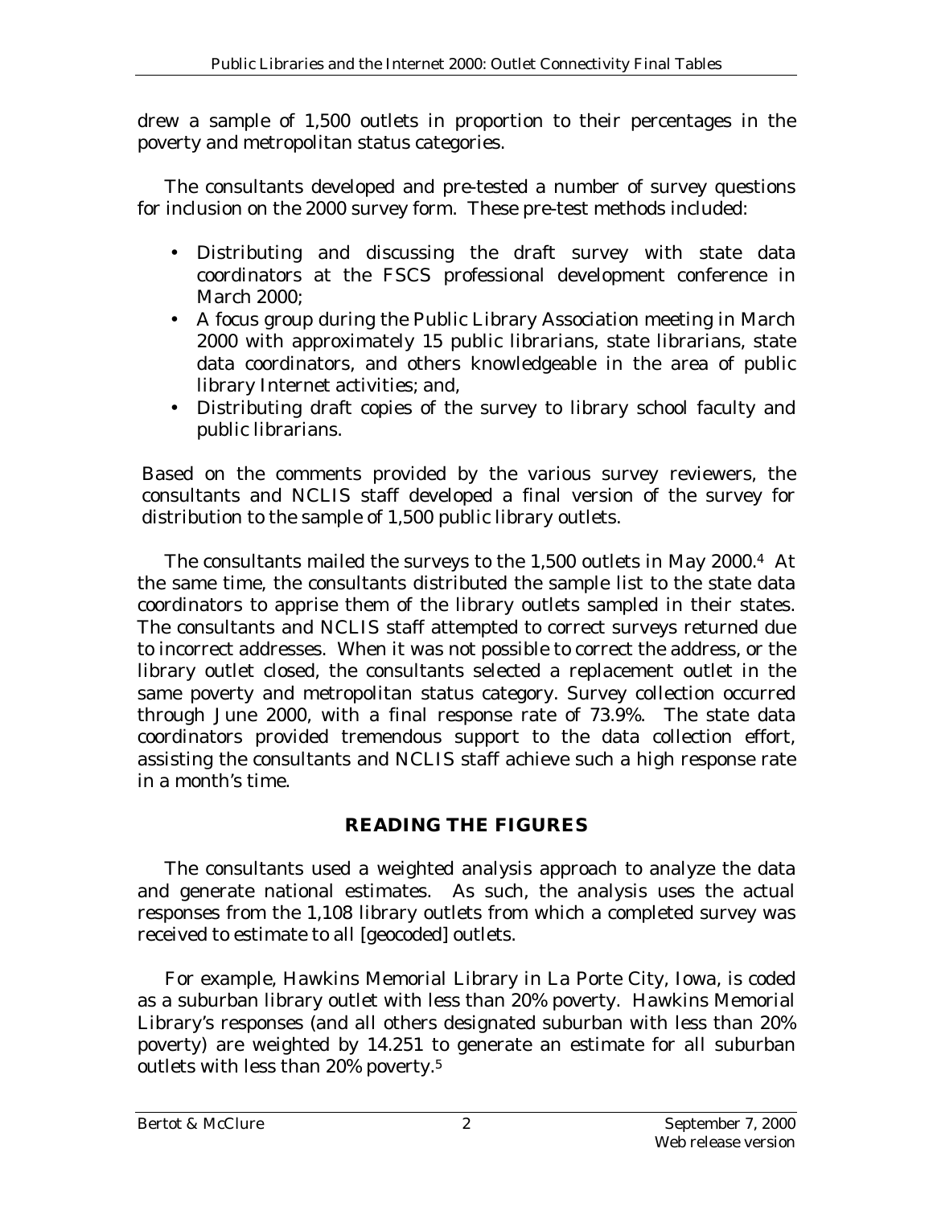drew a sample of 1,500 outlets in proportion to their percentages in the poverty and metropolitan status categories.

The consultants developed and pre-tested a number of survey questions for inclusion on the 2000 survey form. These pre-test methods included:

- Distributing and discussing the draft survey with state data coordinators at the FSCS professional development conference in March 2000;
- A focus group during the Public Library Association meeting in March 2000 with approximately 15 public librarians, state librarians, state data coordinators, and others knowledgeable in the area of public library Internet activities; and,
- Distributing draft copies of the survey to library school faculty and public librarians.

Based on the comments provided by the various survey reviewers, the consultants and NCLIS staff developed a final version of the survey for distribution to the sample of 1,500 public library outlets.

The consultants mailed the surveys to the 1,500 outlets in May 2000.[4] At the same time, the consultants distributed the sample list to the state data coordinators to apprise them of the library outlets sampled in their states. The consultants and NCLIS staff attempted to correct surveys returned due to incorrect addresses. When it was not possible to correct the address, or the library outlet closed, the consultants selected a replacement outlet in the same poverty and metropolitan status category. Survey collection occurred through June 2000, with a final response rate of 73.9%. The state data coordinators provided tremendous support to the data collection effort, assisting the consultants and NCLIS staff achieve such a high response rate in a month's time.

## READING THE FIGURES

The consultants used a weighted analysis approach to analyze the data and generate national estimates. As such, the analysis uses the actual responses from the 1,108 library outlets from which a completed survey was received to estimate to all [geocoded] outlets.

For example, Hawkins Memorial Library in La Porte City, Iowa, is coded as a suburban library outlet with less than 20% poverty. Hawkins Memorial Library's responses (and all others designated suburban with less than 20% poverty) are weighted by 14.251 to generate an estimate for all suburban outlets with less than 20% poverty.[5]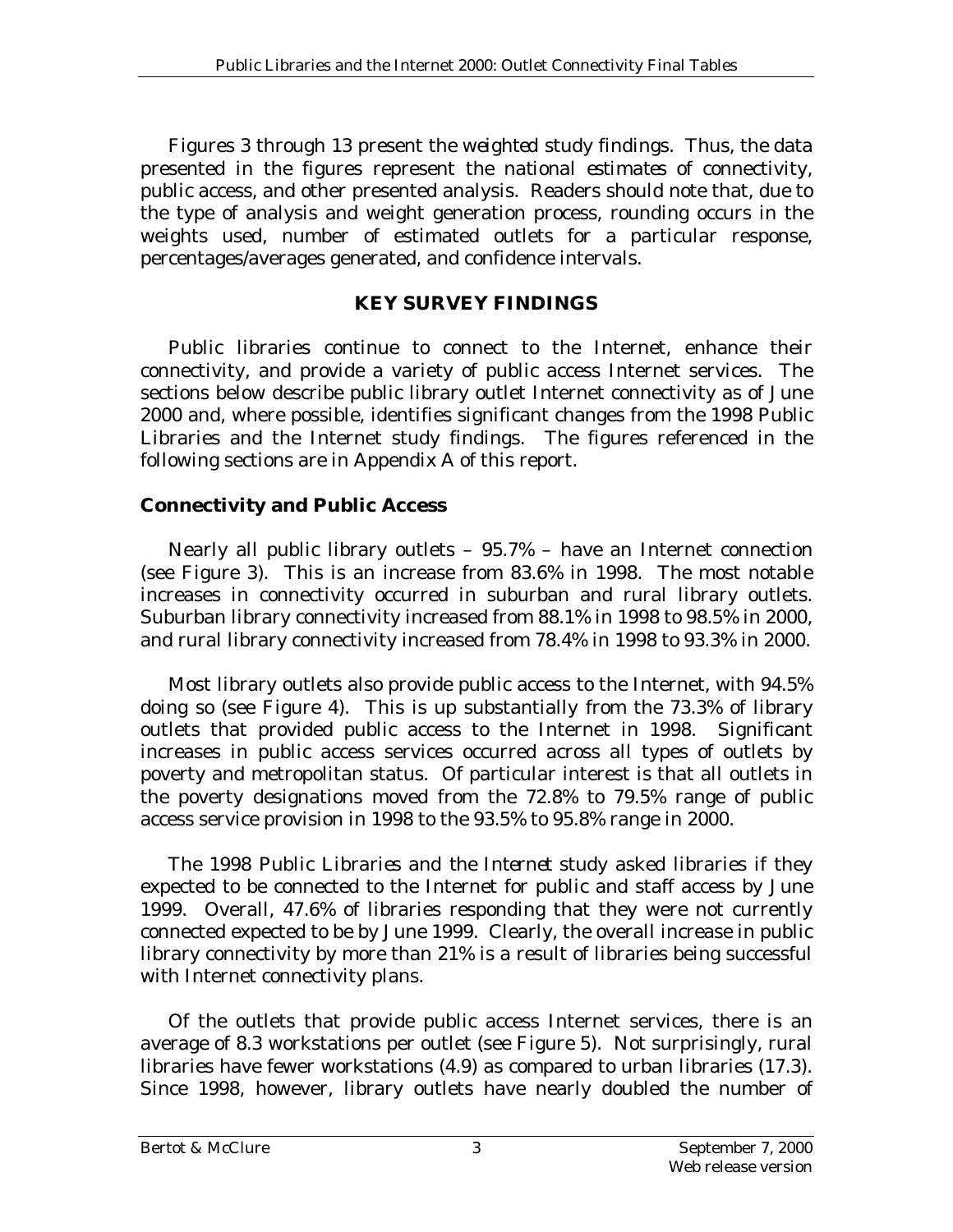Figures 3 through 13 present the *weighted* study findings. Thus, the data presented in the figures represent the national *estimates* of connectivity, public access, and other presented analysis. Readers should note that, due to the type of analysis and weight generation process, rounding occurs in the weights used, number of estimated outlets for a particular response, percentages/averages generated, and confidence intervals.

## KEY SURVEY FINDINGS

Public libraries continue to connect to the Internet, enhance their connectivity, and provide a variety of public access Internet services. The sections below describe public library outlet Internet connectivity as of June 2000 and, where possible, identifies significant changes from the 1998 Public Libraries and the Internet study findings. The figures referenced in the following sections are in Appendix A of this report.

### Connectivity and Public Access

Nearly all public library outlets – 95.7% – have an Internet connection (see Figure 3). This is an increase from 83.6% in 1998. The most notable increases in connectivity occurred in suburban and rural library outlets. Suburban library connectivity increased from 88.1% in 1998 to 98.5% in 2000, and rural library connectivity increased from 78.4% in 1998 to 93.3% in 2000.

Most library outlets also provide public access to the Internet, with 94.5% doing so (see Figure 4). This is up substantially from the 73.3% of library outlets that provided public access to the Internet in 1998. Significant increases in public access services occurred across all types of outlets by poverty and metropolitan status. Of particular interest is that all outlets in the poverty designations moved from the 72.8% to 79.5% range of public access service provision in 1998 to the 93.5% to 95.8% range in 2000.

The 1998 *Public Libraries and the Internet* study asked libraries if they expected to be connected to the Internet for public and staff access by June 1999. Overall, 47.6% of libraries responding that they were not currently connected expected to be by June 1999. Clearly, the overall increase in public library connectivity by more than 21% is a result of libraries being successful with Internet connectivity plans.

Of the outlets that provide public access Internet services, there is an average of 8.3 workstations per outlet (see Figure 5). Not surprisingly, rural libraries have fewer workstations (4.9) as compared to urban libraries (17.3). Since 1998, however, library outlets have nearly doubled the number of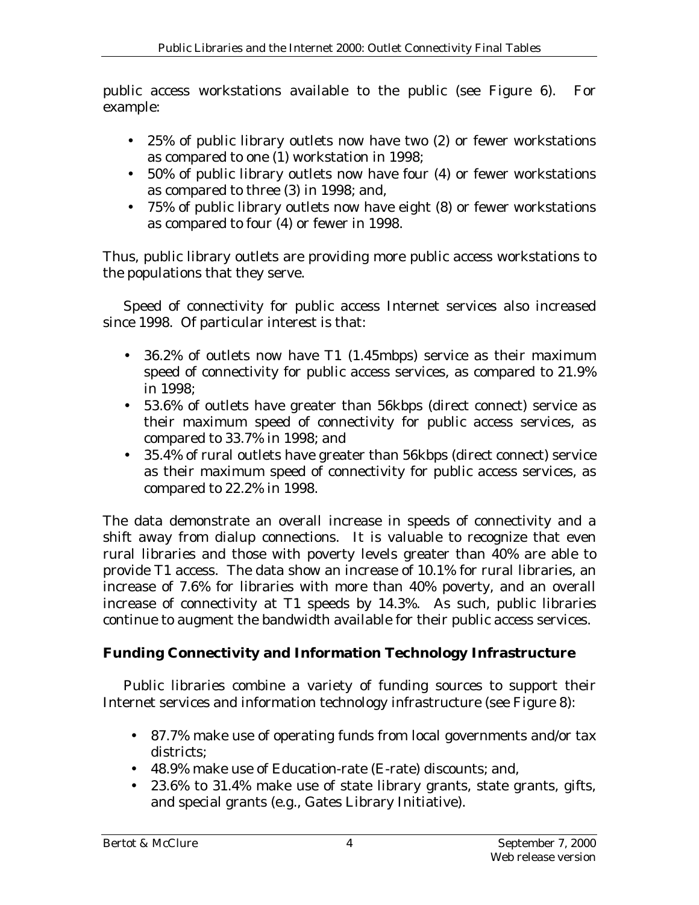public access workstations available to the public (see Figure 6). For example:

- 25% of public library outlets now have two (2) or fewer workstations as compared to one (1) workstation in 1998;
- 50% of public library outlets now have four (4) or fewer workstations as compared to three (3) in 1998; and,
- 75% of public library outlets now have eight (8) or fewer workstations as compared to four (4) or fewer in 1998.

Thus, public library outlets are providing more public access workstations to the populations that they serve.

Speed of connectivity for public access Internet services also increased since 1998. Of particular interest is that:

- 36.2% of outlets now have T1 (1.45mbps) service as their maximum speed of connectivity for public access services, as compared to 21.9% in 1998;
- 53.6% of outlets have greater than 56kbps (direct connect) service as their maximum speed of connectivity for public access services, as compared to 33.7% in 1998; and
- 35.4% of rural outlets have greater than 56kbps (direct connect) service as their maximum speed of connectivity for public access services, as compared to 22.2% in 1998.

The data demonstrate an overall increase in speeds of connectivity and a shift away from dialup connections. It is valuable to recognize that even rural libraries and those with poverty levels greater than 40% are able to provide T1 access. The data show an increase of 10.1% for rural libraries, an increase of 7.6% for libraries with more than 40% poverty, and an overall increase of connectivity at T1 speeds by 14.3%. As such, public libraries continue to augment the bandwidth available for their public access services.

## Funding Connectivity and Information Technology Infrastructure

Public libraries combine a variety of funding sources to support their Internet services and information technology infrastructure (see Figure 8):

- 87.7% make use of operating funds from local governments and/or tax districts;
- 48.9% make use of Education-rate (E-rate) discounts; and,
- 23.6% to 31.4% make use of state library grants, state grants, gifts, and special grants (e.g., Gates Library Initiative).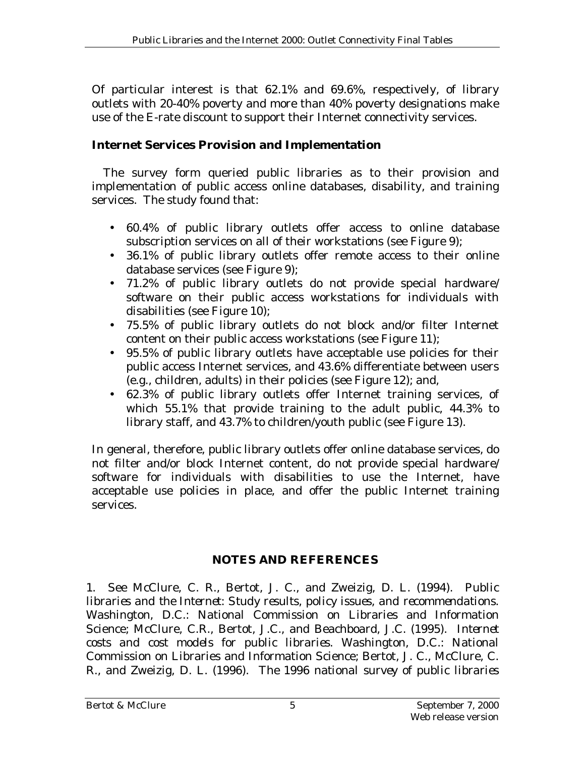Of particular interest is that 62.1% and 69.6%, respectively, of library outlets with 20-40% poverty and more than 40% poverty designations make use of the E-rate discount to support their Internet connectivity services.

### Internet Services Provision and Implementation

The survey form queried public libraries as to their provision and implementation of public access online databases, disability, and training services. The study found that:

- 60.4% of public library outlets offer access to online database subscription services on all of their workstations (see Figure 9);
- 36.1% of public library outlets offer remote access to their online database services (see Figure 9);
- 71.2% of public library outlets do not provide special hardware/ software on their public access workstations for individuals with disabilities (see Figure 10);
- 75.5% of public library outlets do not block and/or filter Internet content on their public access workstations (see Figure 11);
- 95.5% of public library outlets have acceptable use policies for their public access Internet services, and 43.6% differentiate between users (e.g., children, adults) in their policies (see Figure 12); and,
- 62.3% of public library outlets offer Internet training services, of which 55.1% that provide training to the adult public, 44.3% to library staff, and 43.7% to children/youth public (see Figure 13).

In general, therefore, public library outlets offer online database services, do not filter and/or block Internet content, do not provide special hardware/ software for individuals with disabilities to use the Internet, have acceptable use policies in place, and offer the public Internet training services.

## NOTES AND REFERENCES

1. See McClure, C. R., Bertot, J. C., and Zweizig, D. L. (1994). *Public libraries and the Internet: Study results, policy issues, and recommendations*. Washington, D.C.: National Commission on Libraries and Information Science; McClure, C.R., Bertot, J.C., and Beachboard, J.C. (1995). *Internet costs and cost models for public libraries*. Washington, D.C.: National Commission on Libraries and Information Science; Bertot, J. C., McClure, C. R., and Zweizig, D. L. (1996). *The 1996 national survey of public libraries*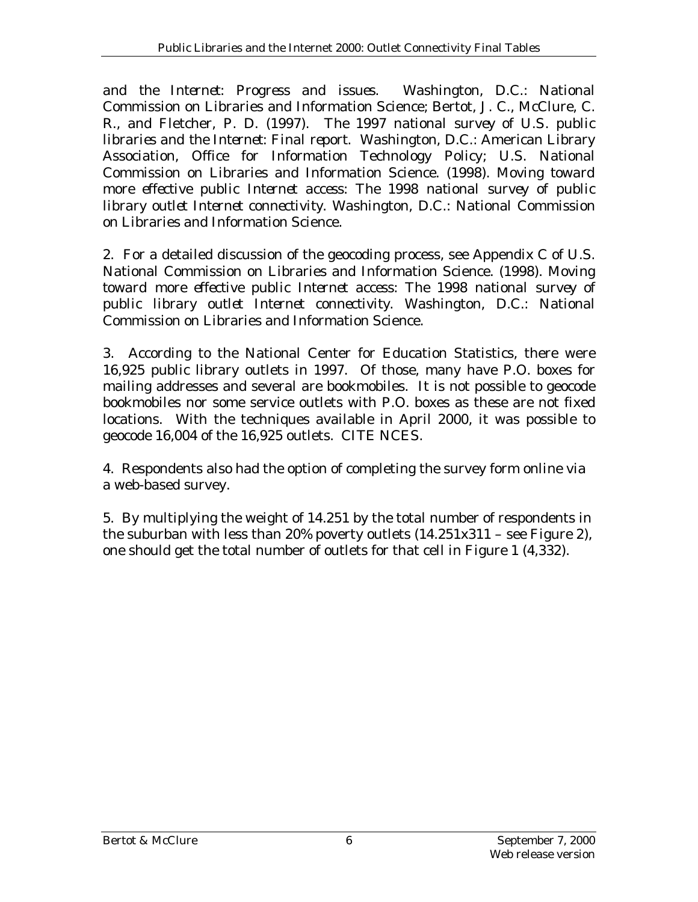and the *Internet: Progress and issues*. Washington, D.C.: National Commission on Libraries and Information Science; Bertot, J. C., McClure, C. R., and Fletcher, P. D. (1997). *The 1997 national survey of U.S. public libraries and the Internet: Final report*. Washington, D.C.: American Library Association, Office for Information Technology Policy; U.S. National Commission on Libraries and Information Science. (1998). *Moving toward more effective public Internet access: The 1998 national survey of public library outlet Internet connectivity*. Washington, D.C.: National Commission on Libraries and Information Science.

2. For a detailed discussion of the geocoding process, see Appendix C of U.S. National Commission on Libraries and Information Science. (1998). *Moving toward more effective public Internet access: The 1998 national survey of public library outlet Internet connectivity*. Washington, D.C.: National Commission on Libraries and Information Science.

3. According to the National Center for Education Statistics, there were 16,925 public library outlets in 1997. Of those, many have P.O. boxes for mailing addresses and several are bookmobiles. It is not possible to geocode bookmobiles nor some service outlets with P.O. boxes as these are not fixed locations. With the techniques available in April 2000, it was possible to geocode 16,004 of the 16,925 outlets. CITE NCES.

4. Respondents also had the option of completing the survey form online via a web-based survey.

5. By multiplying the weight of 14.251 by the total number of respondents in the suburban with less than 20% poverty outlets (14.251x311 – see Figure 2), one should get the total number of outlets for that cell in Figure 1 (4,332).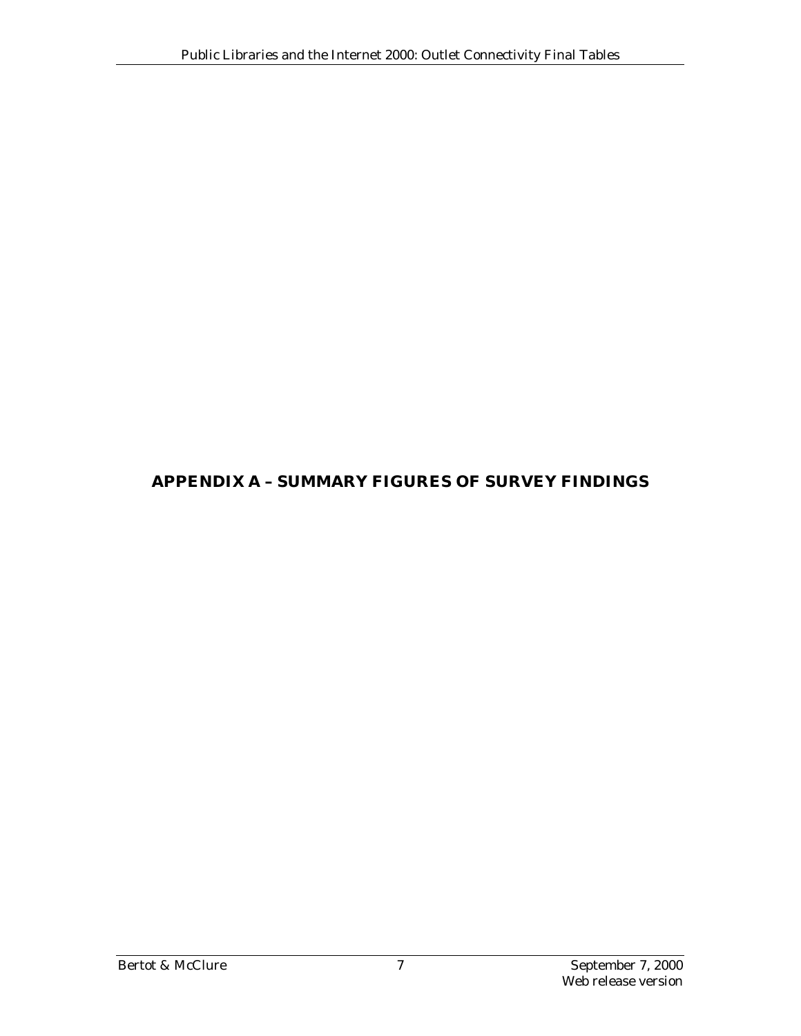# APPENDIX A – SUMMARY FIGURES OF SURVEY FINDINGS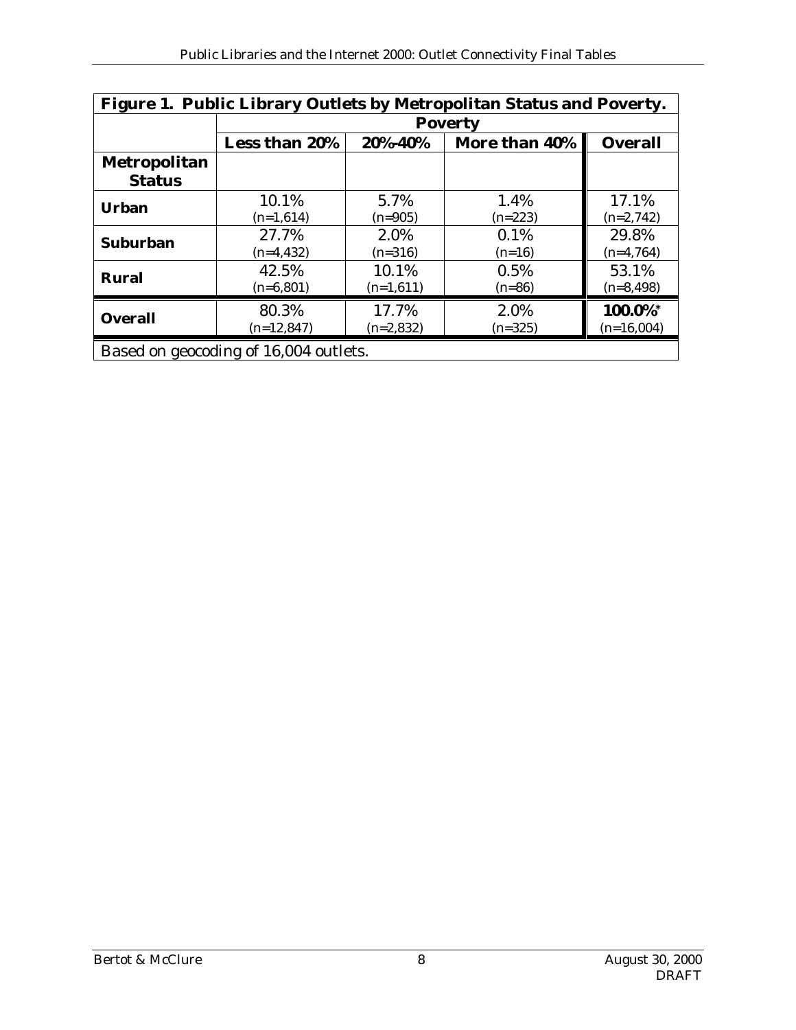**Figure 1. Public Library Outlets by Metropolitan Status and Poverty.**

| | Poverty | | | |
|---|---|---|---|---|
| | **Less than 20%** | **20%-40%** | **More than 40%** | **Overall** |
| **Metropolitan Status** | | | | |
| **Urban** | 10.1% (n=1,614) | 5.7% (n=905) | 1.4% (n=223) | 17.1% (n=2,742) |
| **Suburban** | 27.7% (n=4,432) | 2.0% (n=316) | 0.1% (n=16) | 29.8% (n=4,764) |
| **Rural** | 42.5% (n=6,801) | 10.1% (n=1,611) | 0.5% (n=86) | 53.1% (n=8,498) |
| **Overall** | 80.3% (n=12,847) | 17.7% (n=2,832) | 2.0% (n=325) | **100.0%*** (n=16,004) |

Based on geocoding of 16,004 outlets.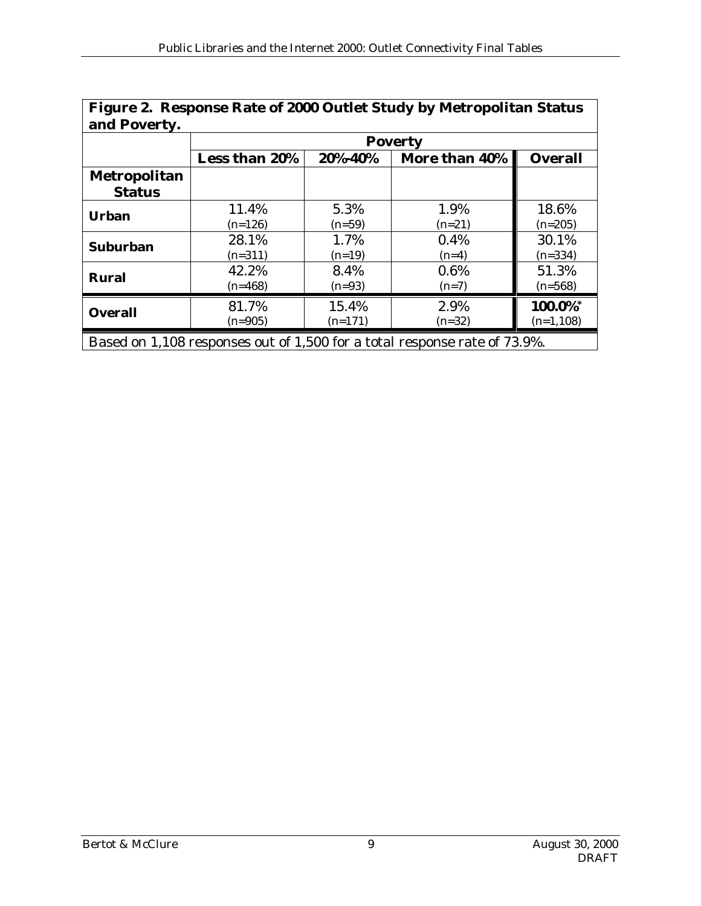**Figure 2. Response Rate of 2000 Outlet Study by Metropolitan Status and Poverty.**

| | Poverty | | | |
|---|---|---|---|---|
| | **Less than 20%** | **20%-40%** | **More than 40%** | **Overall** |
| **Metropolitan Status** | | | | |
| **Urban** | 11.4% (n=126) | 5.3% (n=59) | 1.9% (n=21) | 18.6% (n=205) |
| **Suburban** | 28.1% (n=311) | 1.7% (n=19) | 0.4% (n=4) | 30.1% (n=334) |
| **Rural** | 42.2% (n=468) | 8.4% (n=93) | 0.6% (n=7) | 51.3% (n=568) |
| **Overall** | 81.7% (n=905) | 15.4% (n=171) | 2.9% (n=32) | **100.0%*** (n=1,108) |

Based on 1,108 responses out of 1,500 for a total response rate of 73.9%.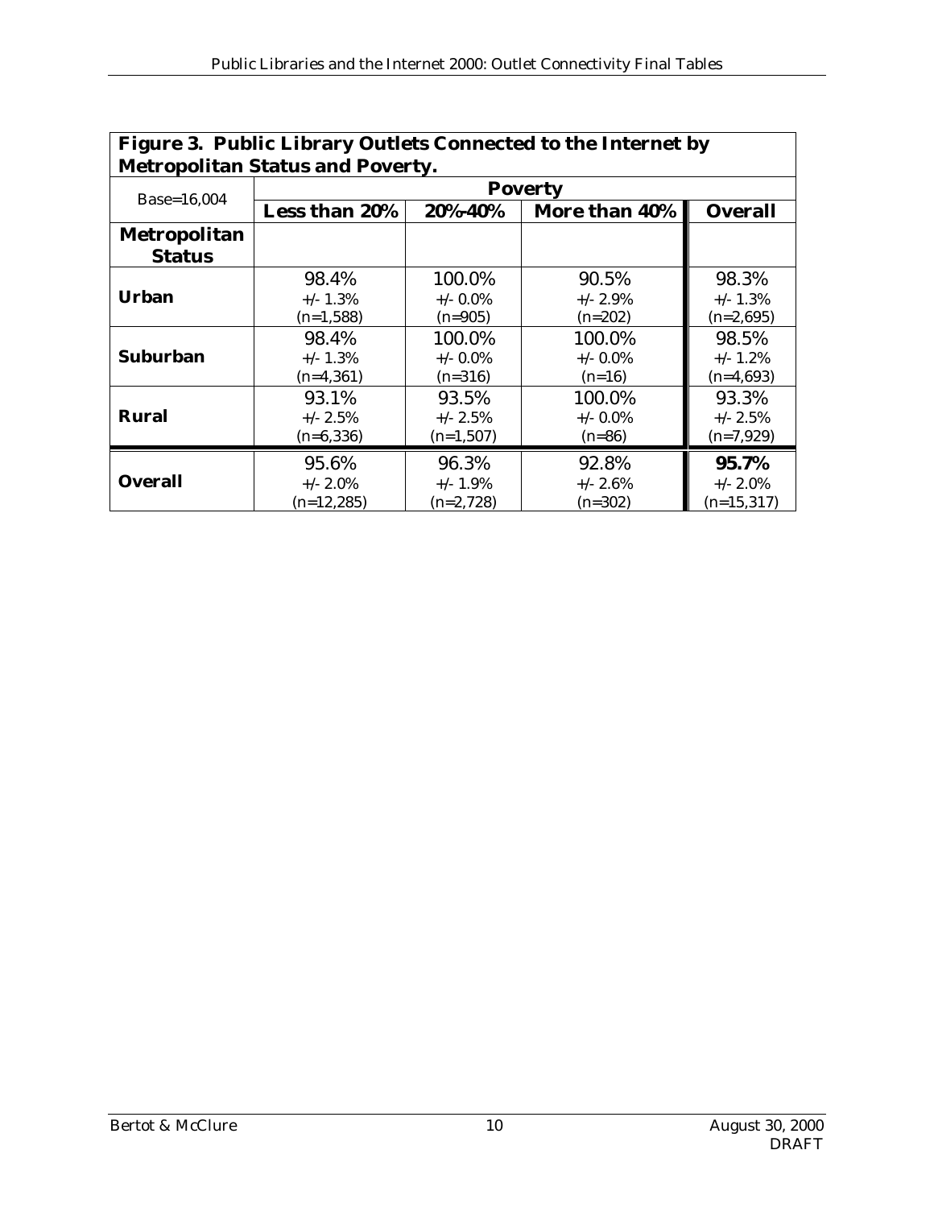**Figure 3. Public Library Outlets Connected to the Internet by Metropolitan Status and Poverty.**

| Base=16,004 | Poverty | | | |
|---|---|---|---|---|
| | **Less than 20%** | **20%-40%** | **More than 40%** | **Overall** |
| **Metropolitan Status** | | | | |
| **Urban** | 98.4%<br>+/- 1.3%<br>(n=1,588) | 100.0%<br>+/- 0.0%<br>(n=905) | 90.5%<br>+/- 2.9%<br>(n=202) | 98.3%<br>+/- 1.3%<br>(n=2,695) |
| **Suburban** | 98.4%<br>+/- 1.3%<br>(n=4,361) | 100.0%<br>+/- 0.0%<br>(n=316) | 100.0%<br>+/- 0.0%<br>(n=16) | 98.5%<br>+/- 1.2%<br>(n=4,693) |
| **Rural** | 93.1%<br>+/- 2.5%<br>(n=6,336) | 93.5%<br>+/- 2.5%<br>(n=1,507) | 100.0%<br>+/- 0.0%<br>(n=86) | 93.3%<br>+/- 2.5%<br>(n=7,929) |
| **Overall** | 95.6%<br>+/- 2.0%<br>(n=12,285) | 96.3%<br>+/- 1.9%<br>(n=2,728) | 92.8%<br>+/- 2.6%<br>(n=302) | **95.7%**<br>+/- 2.0%<br>(n=15,317) |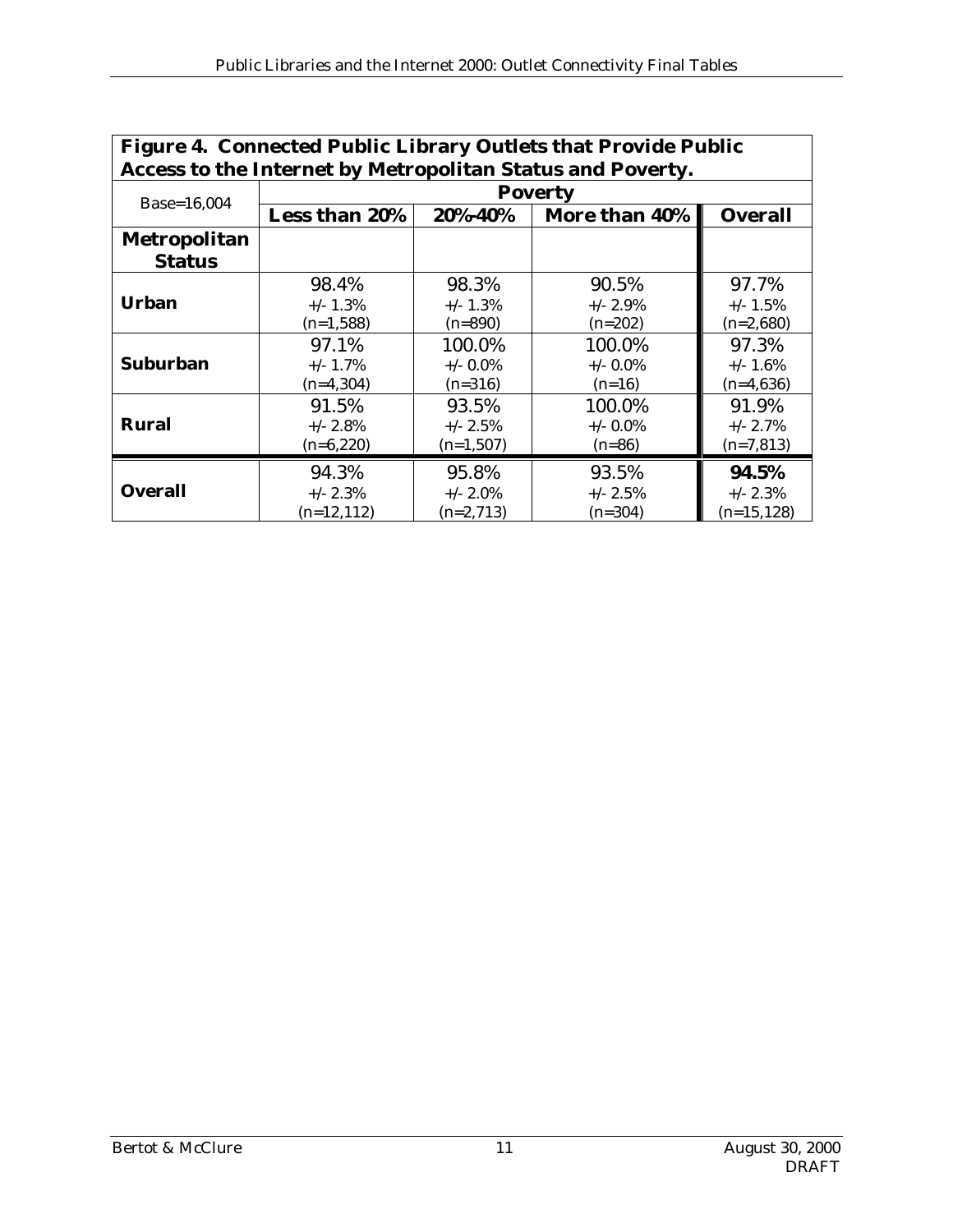**Figure 4. Connected Public Library Outlets that Provide Public Access to the Internet by Metropolitan Status and Poverty.**

| Base=16,004 | Poverty | | | |
|---|---|---|---|---|
| | **Less than 20%** | **20%-40%** | **More than 40%** | **Overall** |
| **Metropolitan Status** | | | | |
| **Urban** | 98.4%<br>+/- 1.3%<br>(n=1,588) | 98.3%<br>+/- 1.3%<br>(n=890) | 90.5%<br>+/- 2.9%<br>(n=202) | 97.7%<br>+/- 1.5%<br>(n=2,680) |
| **Suburban** | 97.1%<br>+/- 1.7%<br>(n=4,304) | 100.0%<br>+/- 0.0%<br>(n=316) | 100.0%<br>+/- 0.0%<br>(n=16) | 97.3%<br>+/- 1.6%<br>(n=4,636) |
| **Rural** | 91.5%<br>+/- 2.8%<br>(n=6,220) | 93.5%<br>+/- 2.5%<br>(n=1,507) | 100.0%<br>+/- 0.0%<br>(n=86) | 91.9%<br>+/- 2.7%<br>(n=7,813) |
| **Overall** | 94.3%<br>+/- 2.3%<br>(n=12,112) | 95.8%<br>+/- 2.0%<br>(n=2,713) | 93.5%<br>+/- 2.5%<br>(n=304) | **94.5%**<br>+/- 2.3%<br>(n=15,128) |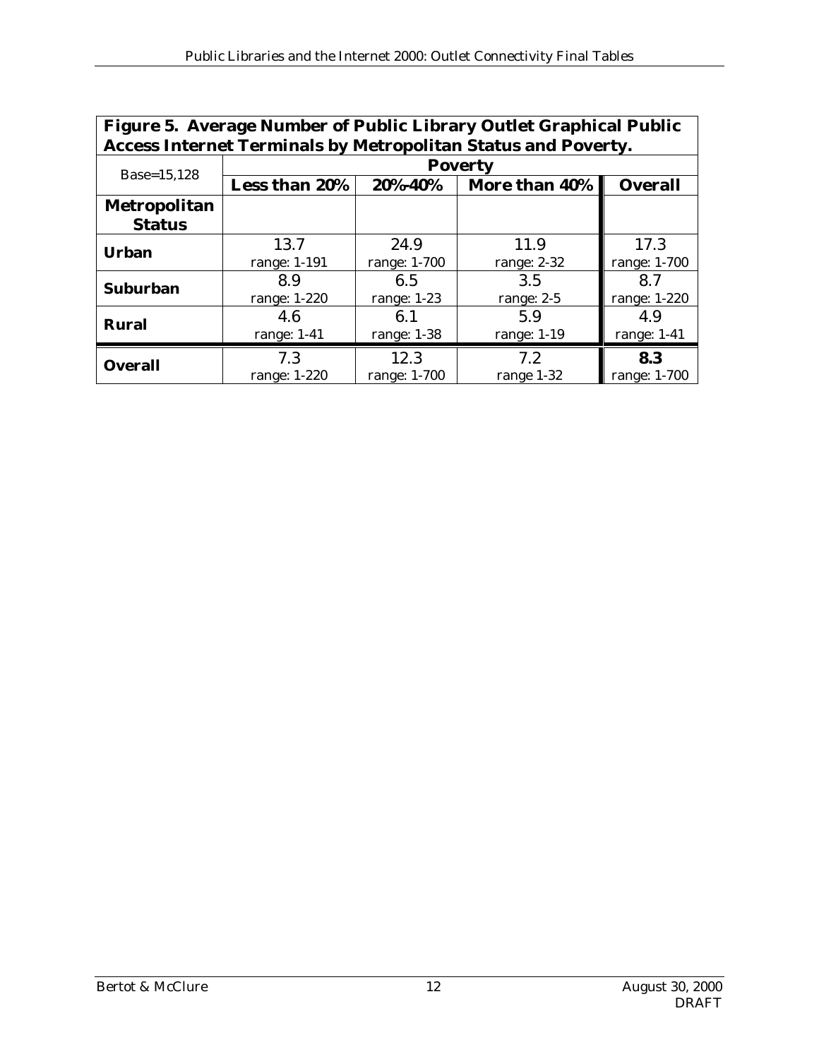**Figure 5. Average Number of Public Library Outlet Graphical Public Access Internet Terminals by Metropolitan Status and Poverty.**

| Base=15,128 | Poverty | | | |
|---|---|---|---|---|
| | **Less than 20%** | **20%-40%** | **More than 40%** | **Overall** |
| **Metropolitan Status** | | | | |
| **Urban** | 13.7<br>range: 1-191 | 24.9<br>range: 1-700 | 11.9<br>range: 2-32 | 17.3<br>range: 1-700 |
| **Suburban** | 8.9<br>range: 1-220 | 6.5<br>range: 1-23 | 3.5<br>range: 2-5 | 8.7<br>range: 1-220 |
| **Rural** | 4.6<br>range: 1-41 | 6.1<br>range: 1-38 | 5.9<br>range: 1-19 | 4.9<br>range: 1-41 |
| **Overall** | 7.3<br>range: 1-220 | 12.3<br>range: 1-700 | 7.2<br>range 1-32 | **8.3**<br>range: 1-700 |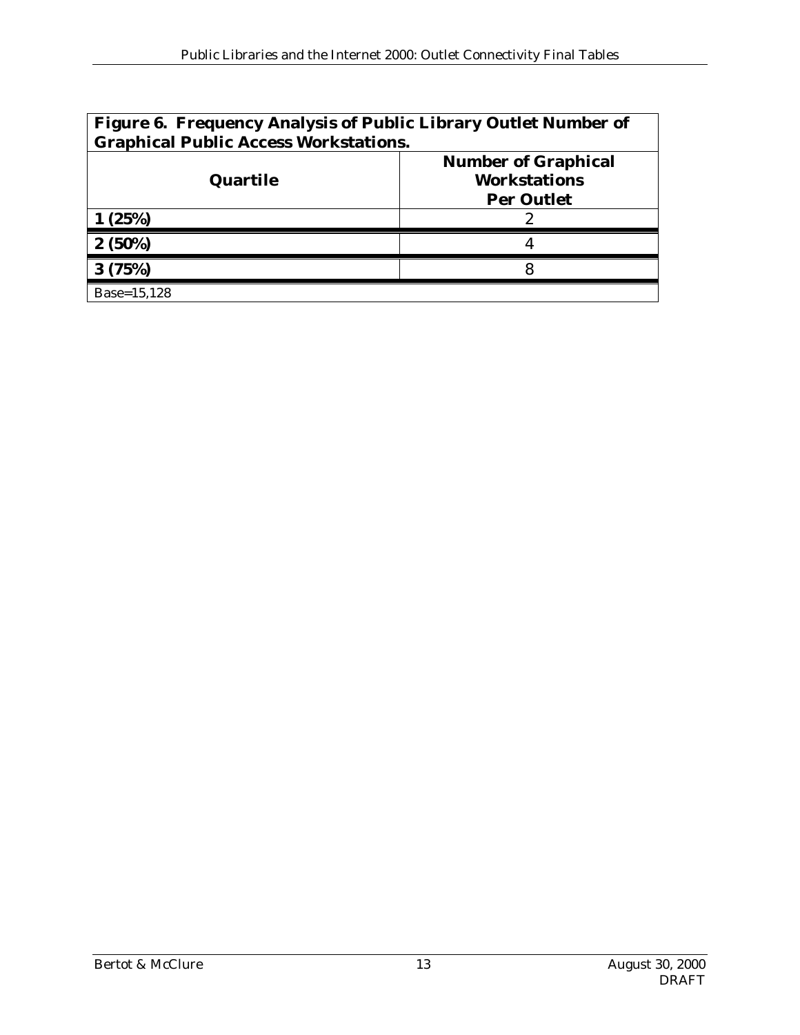**Figure 6. Frequency Analysis of Public Library Outlet Number of Graphical Public Access Workstations.**

| Quartile | Number of Graphical Workstations Per Outlet |
|---|---|
| **1 (25%)** | 2 |
| **2 (50%)** | 4 |
| **3 (75%)** | 8 |

Base=15,128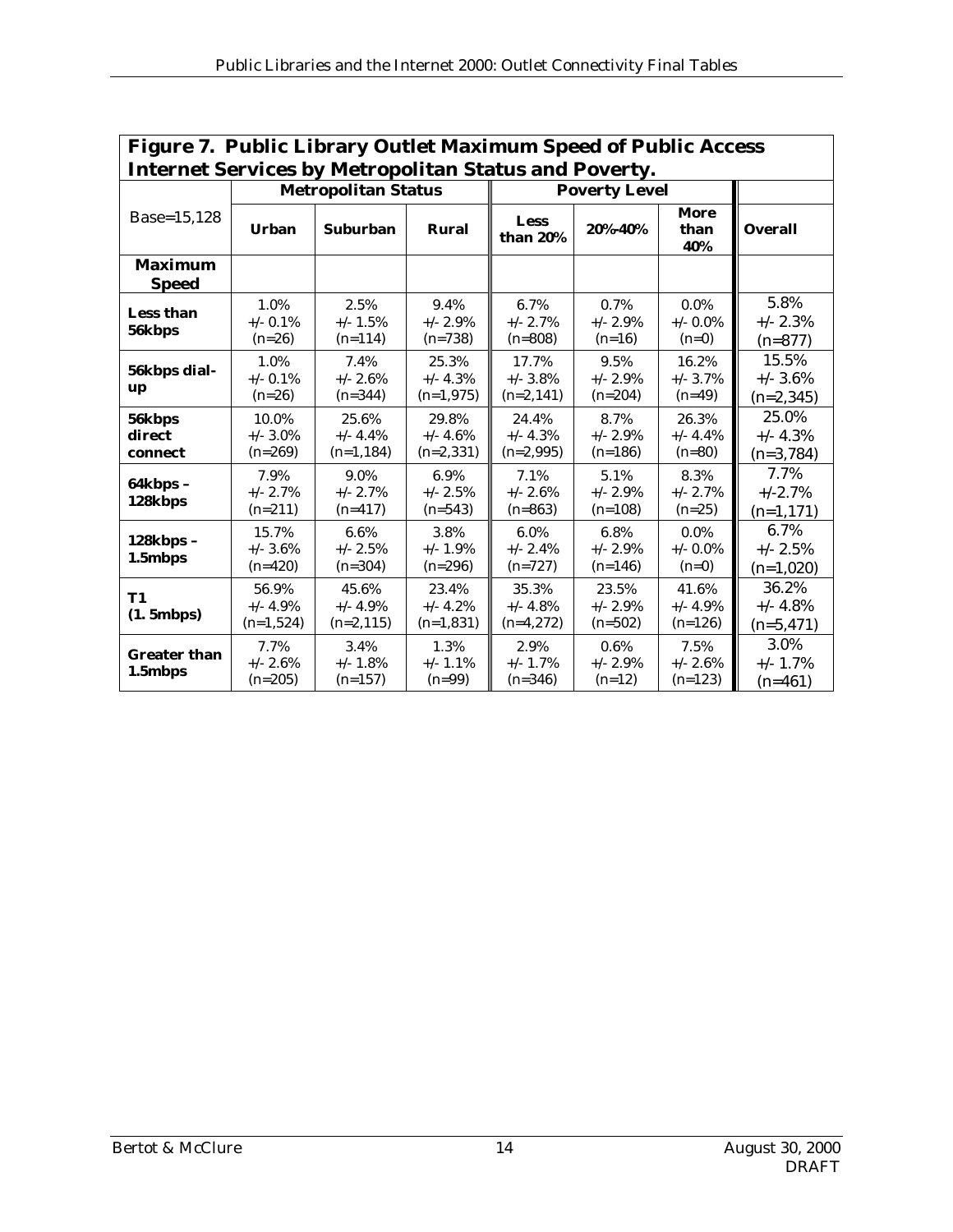## Figure 7. Public Library Outlet Maximum Speed of Public Access Internet Services by Metropolitan Status and Poverty.

| Base=15,128 | Metropolitan Status | | | Poverty Level | | | |
|---|---|---|---|---|---|---|---|
| | **Urban** | **Suburban** | **Rural** | **Less than 20%** | **20%-40%** | **More than 40%** | **Overall** |
| **Maximum Speed** | | | | | | | |
| **Less than 56kbps** | 1.0% +/- 0.1% (n=26) | 2.5% +/- 1.5% (n=114) | 9.4% +/- 2.9% (n=738) | 6.7% +/- 2.7% (n=808) | 0.7% +/- 2.9% (n=16) | 0.0% +/- 0.0% (n=0) | 5.8% +/- 2.3% (n=877) |
| **56kbps dial-up** | 1.0% +/- 0.1% (n=26) | 7.4% +/- 2.6% (n=344) | 25.3% +/- 4.3% (n=1,975) | 17.7% +/- 3.8% (n=2,141) | 9.5% +/- 2.9% (n=204) | 16.2% +/- 3.7% (n=49) | 15.5% +/- 3.6% (n=2,345) |
| **56kbps direct connect** | 10.0% +/- 3.0% (n=269) | 25.6% +/- 4.4% (n=1,184) | 29.8% +/- 4.6% (n=2,331) | 24.4% +/- 4.3% (n=2,995) | 8.7% +/- 2.9% (n=186) | 26.3% +/- 4.4% (n=80) | 25.0% +/- 4.3% (n=3,784) |
| **64kbps – 128kbps** | 7.9% +/- 2.7% (n=211) | 9.0% +/- 2.7% (n=417) | 6.9% +/- 2.5% (n=543) | 7.1% +/- 2.6% (n=863) | 5.1% +/- 2.9% (n=108) | 8.3% +/- 2.7% (n=25) | 7.7% +/-2.7% (n=1,171) |
| **128kbps – 1.5mbps** | 15.7% +/- 3.6% (n=420) | 6.6% +/- 2.5% (n=304) | 3.8% +/- 1.9% (n=296) | 6.0% +/- 2.4% (n=727) | 6.8% +/- 2.9% (n=146) | 0.0% +/- 0.0% (n=0) | 6.7% +/- 2.5% (n=1,020) |
| **T1 (1. 5mbps)** | 56.9% +/- 4.9% (n=1,524) | 45.6% +/- 4.9% (n=2,115) | 23.4% +/- 4.2% (n=1,831) | 35.3% +/- 4.8% (n=4,272) | 23.5% +/- 2.9% (n=502) | 41.6% +/- 4.9% (n=126) | 36.2% +/- 4.8% (n=5,471) |
| **Greater than 1.5mbps** | 7.7% +/- 2.6% (n=205) | 3.4% +/- 1.8% (n=157) | 1.3% +/- 1.1% (n=99) | 2.9% +/- 1.7% (n=346) | 0.6% +/- 2.9% (n=12) | 7.5% +/- 2.6% (n=123) | 3.0% +/- 1.7% (n=461) |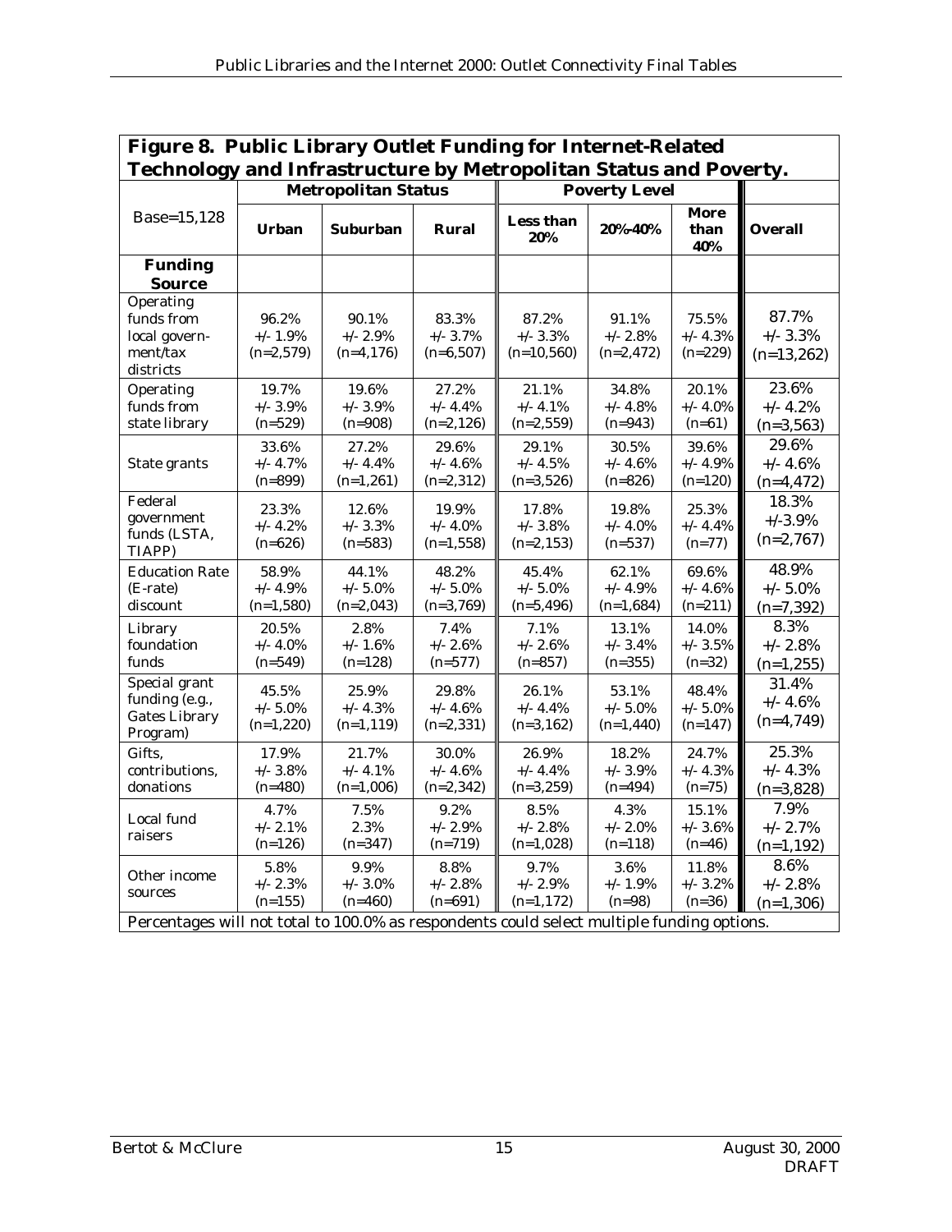**Figure 8. Public Library Outlet Funding for Internet-Related Technology and Infrastructure by Metropolitan Status and Poverty.**

| Base=15,128 | Metropolitan Status | | | Poverty Level | | | |
|---|---|---|---|---|---|---|---|
| | **Urban** | **Suburban** | **Rural** | **Less than 20%** | **20%-40%** | **More than 40%** | **Overall** |
| **Funding Source** | | | | | | | |
| Operating funds from local government/tax districts | 96.2% +/- 1.9% (n=2,579) | 90.1% +/- 2.9% (n=4,176) | 83.3% +/- 3.7% (n=6,507) | 87.2% +/- 3.3% (n=10,560) | 91.1% +/- 2.8% (n=2,472) | 75.5% +/- 4.3% (n=229) | 87.7% +/- 3.3% (n=13,262) |
| Operating funds from state library | 19.7% +/- 3.9% (n=529) | 19.6% +/- 3.9% (n=908) | 27.2% +/- 4.4% (n=2,126) | 21.1% +/- 4.1% (n=2,559) | 34.8% +/- 4.8% (n=943) | 20.1% +/- 4.0% (n=61) | 23.6% +/- 4.2% (n=3,563) |
| State grants | 33.6% +/- 4.7% (n=899) | 27.2% +/- 4.4% (n=1,261) | 29.6% +/- 4.6% (n=2,312) | 29.1% +/- 4.5% (n=3,526) | 30.5% +/- 4.6% (n=826) | 39.6% +/- 4.9% (n=120) | 29.6% +/- 4.6% (n=4,472) |
| Federal government funds (LSTA, TIAPP) | 23.3% +/- 4.2% (n=626) | 12.6% +/- 3.3% (n=583) | 19.9% +/- 4.0% (n=1,558) | 17.8% +/- 3.8% (n=2,153) | 19.8% +/- 4.0% (n=537) | 25.3% +/- 4.4% (n=77) | 18.3% +/-3.9% (n=2,767) |
| Education Rate (E-rate) discount | 58.9% +/- 4.9% (n=1,580) | 44.1% +/- 5.0% (n=2,043) | 48.2% +/- 5.0% (n=3,769) | 45.4% +/- 5.0% (n=5,496) | 62.1% +/- 4.9% (n=1,684) | 69.6% +/- 4.6% (n=211) | 48.9% +/- 5.0% (n=7,392) |
| Library foundation funds | 20.5% +/- 4.0% (n=549) | 2.8% +/- 1.6% (n=128) | 7.4% +/- 2.6% (n=577) | 7.1% +/- 2.6% (n=857) | 13.1% +/- 3.4% (n=355) | 14.0% +/- 3.5% (n=32) | 8.3% +/- 2.8% (n=1,255) |
| Special grant funding (e.g., Gates Library Program) | 45.5% +/- 5.0% (n=1,220) | 25.9% +/- 4.3% (n=1,119) | 29.8% +/- 4.6% (n=2,331) | 26.1% +/- 4.4% (n=3,162) | 53.1% +/- 5.0% (n=1,440) | 48.4% +/- 5.0% (n=147) | 31.4% +/- 4.6% (n=4,749) |
| Gifts, contributions, donations | 17.9% +/- 3.8% (n=480) | 21.7% +/- 4.1% (n=1,006) | 30.0% +/- 4.6% (n=2,342) | 26.9% +/- 4.4% (n=3,259) | 18.2% +/- 3.9% (n=494) | 24.7% +/- 4.3% (n=75) | 25.3% +/- 4.3% (n=3,828) |
| Local fund raisers | 4.7% +/- 2.1% (n=126) | 7.5% 2.3% (n=347) | 9.2% +/- 2.9% (n=719) | 8.5% +/- 2.8% (n=1,028) | 4.3% +/- 2.0% (n=118) | 15.1% +/- 3.6% (n=46) | 7.9% +/- 2.7% (n=1,192) |
| Other income sources | 5.8% +/- 2.3% (n=155) | 9.9% +/- 3.0% (n=460) | 8.8% +/- 2.8% (n=691) | 9.7% +/- 2.9% (n=1,172) | 3.6% +/- 1.9% (n=98) | 11.8% +/- 3.2% (n=36) | 8.6% +/- 2.8% (n=1,306) |

Percentages will not total to 100.0% as respondents could select multiple funding options.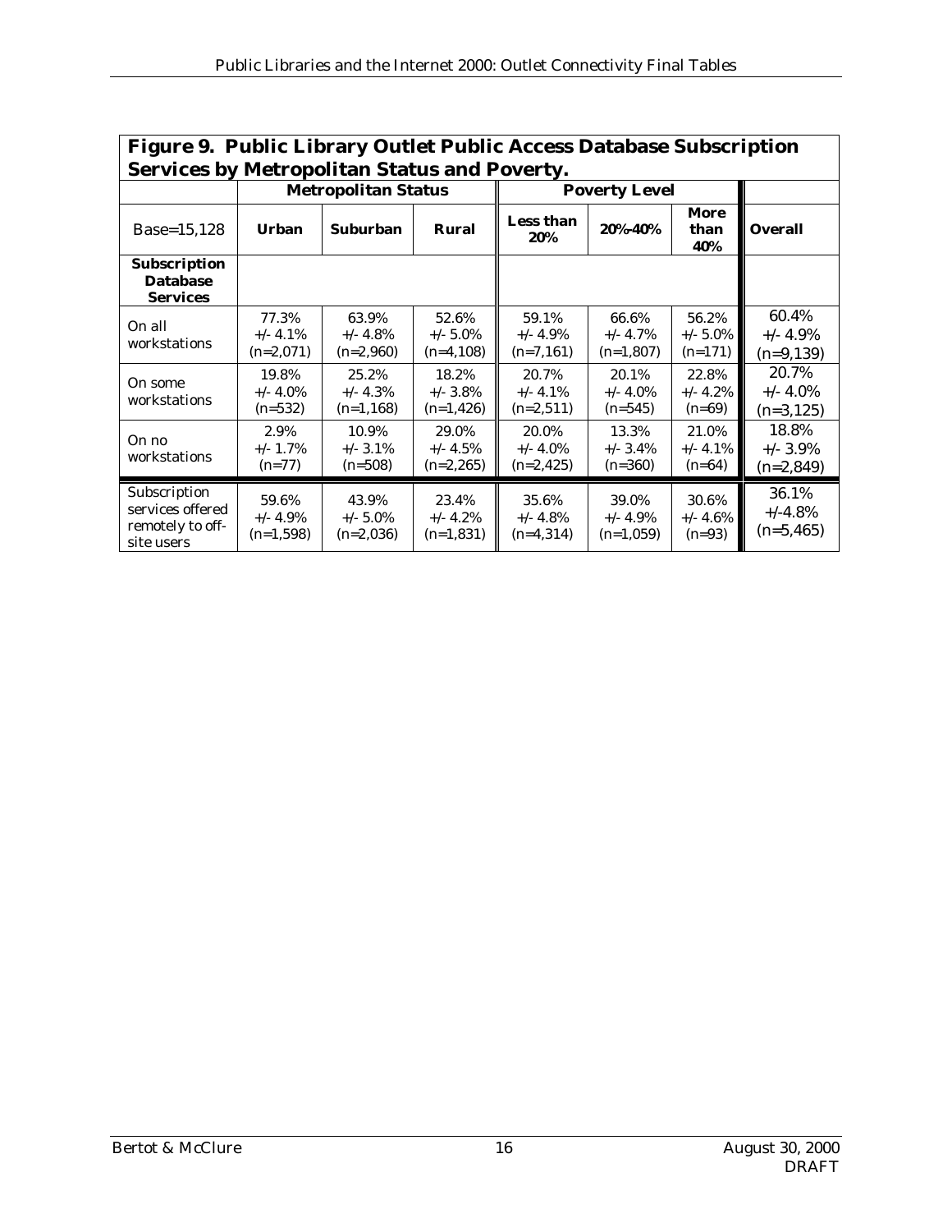**Figure 9. Public Library Outlet Public Access Database Subscription Services by Metropolitan Status and Poverty.**

| | Metropolitan Status | | | Poverty Level | | | |
|---|---|---|---|---|---|---|---|
| Base=15,128 | **Urban** | **Suburban** | **Rural** | **Less than 20%** | **20%-40%** | **More than 40%** | **Overall** |
| **Subscription Database Services** | | | | | | | |
| On all workstations | 77.3% +/- 4.1% (n=2,071) | 63.9% +/- 4.8% (n=2,960) | 52.6% +/- 5.0% (n=4,108) | 59.1% +/- 4.9% (n=7,161) | 66.6% +/- 4.7% (n=1,807) | 56.2% +/- 5.0% (n=171) | 60.4% +/- 4.9% (n=9,139) |
| On some workstations | 19.8% +/- 4.0% (n=532) | 25.2% +/- 4.3% (n=1,168) | 18.2% +/- 3.8% (n=1,426) | 20.7% +/- 4.1% (n=2,511) | 20.1% +/- 4.0% (n=545) | 22.8% +/- 4.2% (n=69) | 20.7% +/- 4.0% (n=3,125) |
| On no workstations | 2.9% +/- 1.7% (n=77) | 10.9% +/- 3.1% (n=508) | 29.0% +/- 4.5% (n=2,265) | 20.0% +/- 4.0% (n=2,425) | 13.3% +/- 3.4% (n=360) | 21.0% +/- 4.1% (n=64) | 18.8% +/- 3.9% (n=2,849) |
| Subscription services offered remotely to off-site users | 59.6% +/- 4.9% (n=1,598) | 43.9% +/- 5.0% (n=2,036) | 23.4% +/- 4.2% (n=1,831) | 35.6% +/- 4.8% (n=4,314) | 39.0% +/- 4.9% (n=1,059) | 30.6% +/- 4.6% (n=93) | 36.1% +/-4.8% (n=5,465) |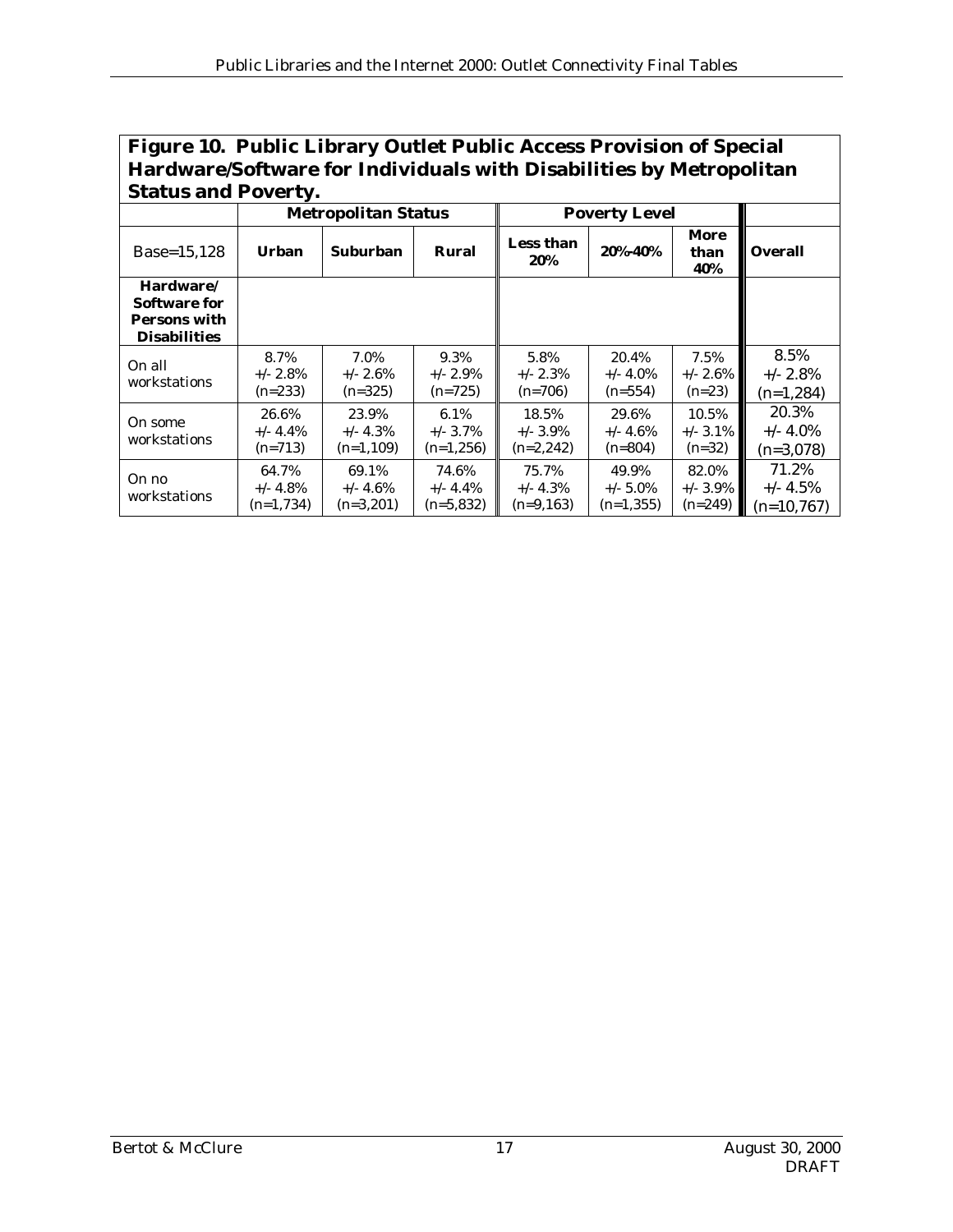**Figure 10. Public Library Outlet Public Access Provision of Special Hardware/Software for Individuals with Disabilities by Metropolitan Status and Poverty.**

| | Metropolitan Status | | | Poverty Level | | | |
|---|---|---|---|---|---|---|---|
| Base=15,128 | **Urban** | **Suburban** | **Rural** | **Less than 20%** | **20%-40%** | **More than 40%** | **Overall** |
| **Hardware/ Software for Persons with Disabilities** | | | | | | | |
| On all workstations | 8.7% +/- 2.8% (n=233) | 7.0% +/- 2.6% (n=325) | 9.3% +/- 2.9% (n=725) | 5.8% +/- 2.3% (n=706) | 20.4% +/- 4.0% (n=554) | 7.5% +/- 2.6% (n=23) | 8.5% +/- 2.8% (n=1,284) |
| On some workstations | 26.6% +/- 4.4% (n=713) | 23.9% +/- 4.3% (n=1,109) | 6.1% +/- 3.7% (n=1,256) | 18.5% +/- 3.9% (n=2,242) | 29.6% +/- 4.6% (n=804) | 10.5% +/- 3.1% (n=32) | 20.3% +/- 4.0% (n=3,078) |
| On no workstations | 64.7% +/- 4.8% (n=1,734) | 69.1% +/- 4.6% (n=3,201) | 74.6% +/- 4.4% (n=5,832) | 75.7% +/- 4.3% (n=9,163) | 49.9% +/- 5.0% (n=1,355) | 82.0% +/- 3.9% (n=249) | 71.2% +/- 4.5% (n=10,767) |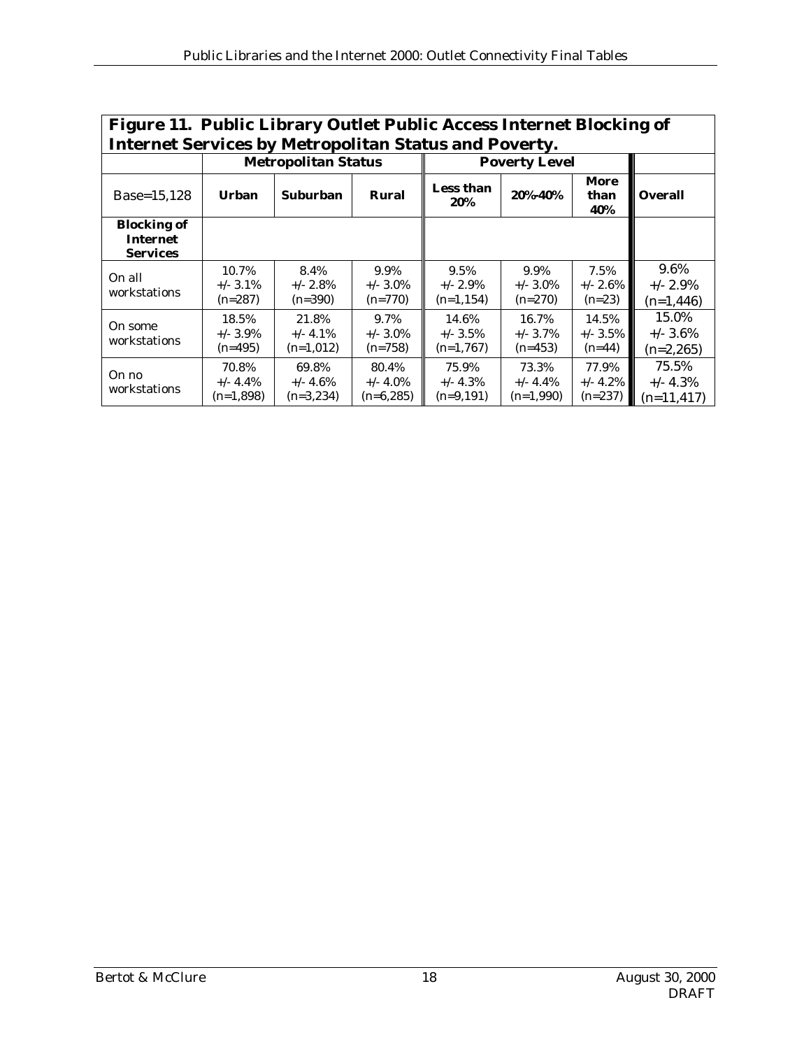**Figure 11. Public Library Outlet Public Access Internet Blocking of Internet Services by Metropolitan Status and Poverty.**

| | Metropolitan Status | | | Poverty Level | | | |
|---|---|---|---|---|---|---|---|
| Base=15,128 | **Urban** | **Suburban** | **Rural** | **Less than 20%** | **20%-40%** | **More than 40%** | **Overall** |
| **Blocking of Internet Services** | | | | | | | |
| On all workstations | 10.7% +/- 3.1% (n=287) | 8.4% +/- 2.8% (n=390) | 9.9% +/- 3.0% (n=770) | 9.5% +/- 2.9% (n=1,154) | 9.9% +/- 3.0% (n=270) | 7.5% +/- 2.6% (n=23) | 9.6% +/- 2.9% (n=1,446) |
| On some workstations | 18.5% +/- 3.9% (n=495) | 21.8% +/- 4.1% (n=1,012) | 9.7% +/- 3.0% (n=758) | 14.6% +/- 3.5% (n=1,767) | 16.7% +/- 3.7% (n=453) | 14.5% +/- 3.5% (n=44) | 15.0% +/- 3.6% (n=2,265) |
| On no workstations | 70.8% +/- 4.4% (n=1,898) | 69.8% +/- 4.6% (n=3,234) | 80.4% +/- 4.0% (n=6,285) | 75.9% +/- 4.3% (n=9,191) | 73.3% +/- 4.4% (n=1,990) | 77.9% +/- 4.2% (n=237) | 75.5% +/- 4.3% (n=11,417) |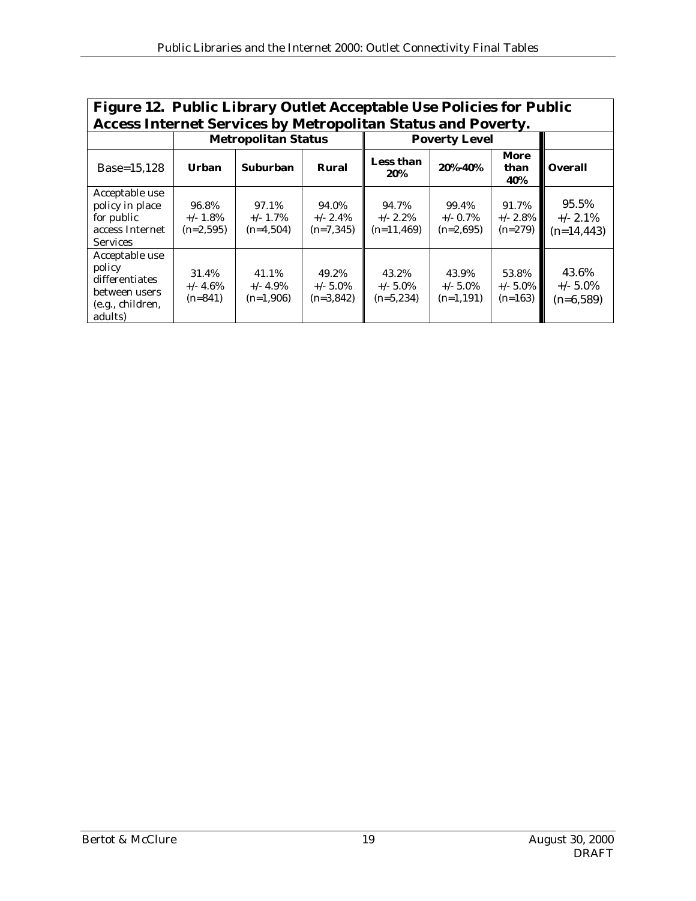**Figure 12. Public Library Outlet Acceptable Use Policies for Public Access Internet Services by Metropolitan Status and Poverty.**

| | Metropolitan Status | | | Poverty Level | | | |
|---|---|---|---|---|---|---|---|
| Base=15,128 | **Urban** | **Suburban** | **Rural** | **Less than 20%** | **20%-40%** | **More than 40%** | **Overall** |
| Acceptable use policy in place for public access Internet Services | 96.8% +/- 1.8% (n=2,595) | 97.1% +/- 1.7% (n=4,504) | 94.0% +/- 2.4% (n=7,345) | 94.7% +/- 2.2% (n=11,469) | 99.4% +/- 0.7% (n=2,695) | 91.7% +/- 2.8% (n=279) | 95.5% +/- 2.1% (n=14,443) |
| Acceptable use policy differentiates between users (e.g., children, adults) | 31.4% +/- 4.6% (n=841) | 41.1% +/- 4.9% (n=1,906) | 49.2% +/- 5.0% (n=3,842) | 43.2% +/- 5.0% (n=5,234) | 43.9% +/- 5.0% (n=1,191) | 53.8% +/- 5.0% (n=163) | 43.6% +/- 5.0% (n=6,589) |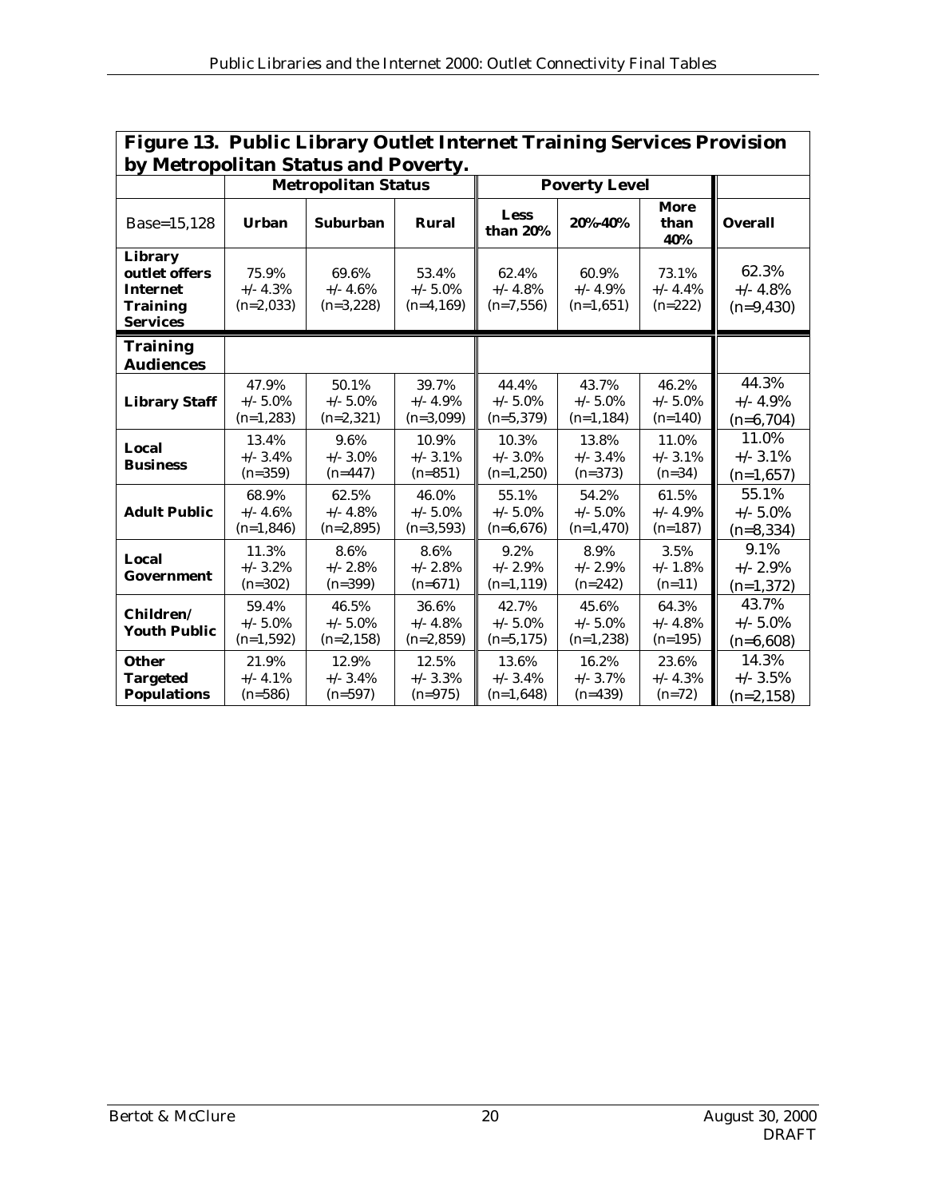## Figure 13. Public Library Outlet Internet Training Services Provision by Metropolitan Status and Poverty.

| | Metropolitan Status | | | Poverty Level | | | |
|---|---|---|---|---|---|---|---|
| Base=15,128 | Urban | Suburban | Rural | Less than 20% | 20%-40% | More than 40% | Overall |
| **Library outlet offers Internet Training Services** | 75.9% +/- 4.3% (n=2,033) | 69.6% +/- 4.6% (n=3,228) | 53.4% +/- 5.0% (n=4,169) | 62.4% +/- 4.8% (n=7,556) | 60.9% +/- 4.9% (n=1,651) | 73.1% +/- 4.4% (n=222) | 62.3% +/- 4.8% (n=9,430) |
| **Training Audiences** | | | | | | | |
| **Library Staff** | 47.9% +/- 5.0% (n=1,283) | 50.1% +/- 5.0% (n=2,321) | 39.7% +/- 4.9% (n=3,099) | 44.4% +/- 5.0% (n=5,379) | 43.7% +/- 5.0% (n=1,184) | 46.2% +/- 5.0% (n=140) | 44.3% +/- 4.9% (n=6,704) |
| **Local Business** | 13.4% +/- 3.4% (n=359) | 9.6% +/- 3.0% (n=447) | 10.9% +/- 3.1% (n=851) | 10.3% +/- 3.0% (n=1,250) | 13.8% +/- 3.4% (n=373) | 11.0% +/- 3.1% (n=34) | 11.0% +/- 3.1% (n=1,657) |
| **Adult Public** | 68.9% +/- 4.6% (n=1,846) | 62.5% +/- 4.8% (n=2,895) | 46.0% +/- 5.0% (n=3,593) | 55.1% +/- 5.0% (n=6,676) | 54.2% +/- 5.0% (n=1,470) | 61.5% +/- 4.9% (n=187) | 55.1% +/- 5.0% (n=8,334) |
| **Local Government** | 11.3% +/- 3.2% (n=302) | 8.6% +/- 2.8% (n=399) | 8.6% +/- 2.8% (n=671) | 9.2% +/- 2.9% (n=1,119) | 8.9% +/- 2.9% (n=242) | 3.5% +/- 1.8% (n=11) | 9.1% +/- 2.9% (n=1,372) |
| **Children/ Youth Public** | 59.4% +/- 5.0% (n=1,592) | 46.5% +/- 5.0% (n=2,158) | 36.6% +/- 4.8% (n=2,859) | 42.7% +/- 5.0% (n=5,175) | 45.6% +/- 5.0% (n=1,238) | 64.3% +/- 4.8% (n=195) | 43.7% +/- 5.0% (n=6,608) |
| **Other Targeted Populations** | 21.9% +/- 4.1% (n=586) | 12.9% +/- 3.4% (n=597) | 12.5% +/- 3.3% (n=975) | 13.6% +/- 3.4% (n=1,648) | 16.2% +/- 3.7% (n=439) | 23.6% +/- 4.3% (n=72) | 14.3% +/- 3.5% (n=2,158) |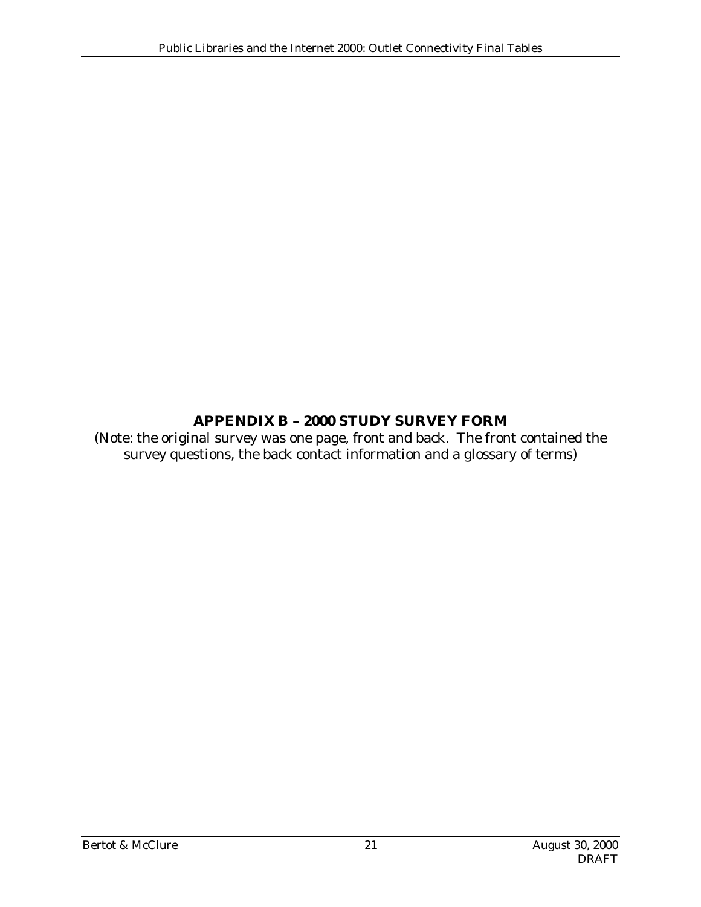# APPENDIX B – 2000 STUDY SURVEY FORM

(Note: the original survey was one page, front and back. The front contained the survey questions, the back contact information and a glossary of terms)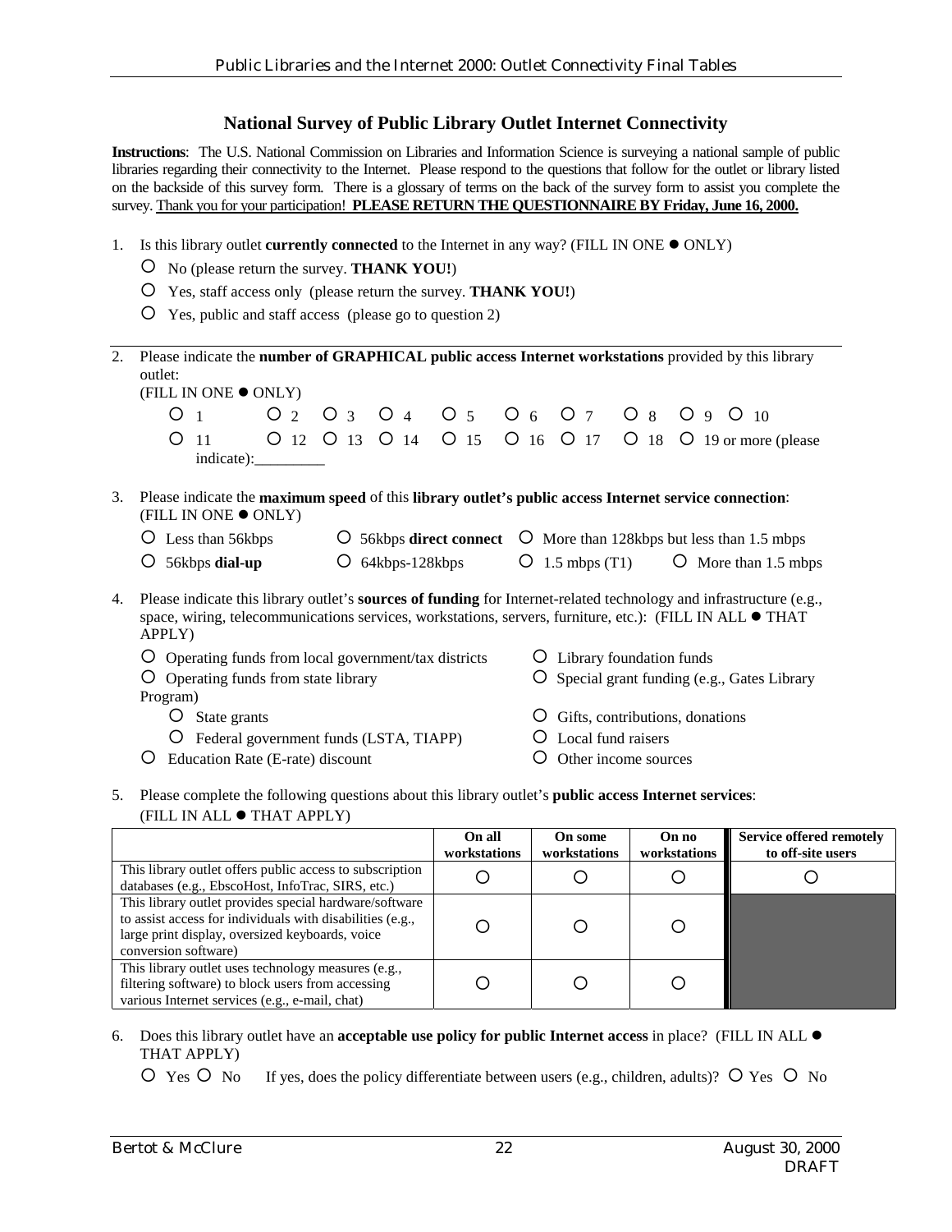## National Survey of Public Library Outlet Internet Connectivity

**Instructions**: The U.S. National Commission on Libraries and Information Science is surveying a national sample of public libraries regarding their connectivity to the Internet. Please respond to the questions that follow for the outlet or library listed on the backside of this survey form. There is a glossary of terms on the back of the survey form to assist you complete the survey. Thank you for your participation! **PLEASE RETURN THE QUESTIONNAIRE BY Friday, June 16, 2000.**

1. Is this library outlet **currently connected** to the Internet in any way? (FILL IN ONE ● ONLY)
   - O No (please return the survey. **THANK YOU!**)
   - O Yes, staff access only (please return the survey. **THANK YOU!**)
   - O Yes, public and staff access (please go to question 2)

2. Please indicate the **number of GRAPHICAL public access Internet workstations** provided by this library outlet:
   (FILL IN ONE ● ONLY)
   
   O 1 O 2 O 3 O 4 O 5 O 6 O 7 O 8 O 9 O 10
   
   O 11 O 12 O 13 O 14 O 15 O 16 O 17 O 18 O 19 or more (please indicate):_________

3. Please indicate the **maximum speed** of this **library outlet's public access Internet service connection**: (FILL IN ONE ● ONLY)
   - O Less than 56kbps
   - O 56kbps **dial-up**
   - O 56kbps **direct connect**
   - O 64kbps-128kbps
   - O More than 128kbps but less than 1.5 mbps
   - O 1.5 mbps (T1)
   - O More than 1.5 mbps

4. Please indicate this library outlet's **sources of funding** for Internet-related technology and infrastructure (e.g., space, wiring, telecommunications services, workstations, servers, furniture, etc.): (FILL IN ALL ● THAT APPLY)
   - O Operating funds from local government/tax districts
   - O Operating funds from state library
     - O State grants
     - O Federal government funds (LSTA, TIAPP)
   - O Education Rate (E-rate) discount
   - O Library foundation funds
   - O Special grant funding (e.g., Gates Library Program)
   - O Gifts, contributions, donations
   - O Local fund raisers
   - O Other income sources

5. Please complete the following questions about this library outlet's **public access Internet services**: (FILL IN ALL ● THAT APPLY)

| | On all workstations | On some workstations | On no workstations | Service offered remotely to off-site users |
|---|---|---|---|---|
| This library outlet offers public access to subscription databases (e.g., EbscoHost, InfoTrac, SIRS, etc.) | O | O | O | O |
| This library outlet provides special hardware/software to assist access for individuals with disabilities (e.g., large print display, oversized keyboards, voice conversion software) | O | O | O | |
| This library outlet uses technology measures (e.g., filtering software) to block users from accessing various Internet services (e.g., e-mail, chat) | O | O | O | |

6. Does this library outlet have an **acceptable use policy for public Internet access** in place? (FILL IN ALL ● THAT APPLY)
   
   O Yes O No If yes, does the policy differentiate between users (e.g., children, adults)? O Yes O No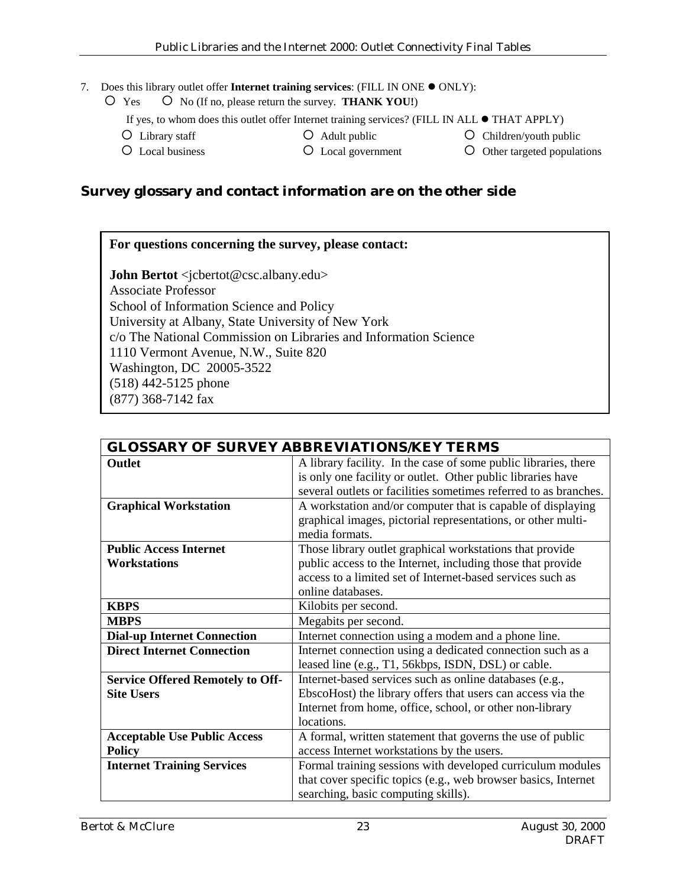7. Does this library outlet offer **Internet training services**: (FILL IN ONE ● ONLY):

   O Yes  O No (If no, please return the survey. **THANK YOU!**)

   If yes, to whom does this outlet offer Internet training services? (FILL IN ALL ● THAT APPLY)

   O Library staff  O Adult public  O Children/youth public
   O Local business  O Local government  O Other targeted populations

## Survey glossary and contact information are on the other side

**For questions concerning the survey, please contact:**

**John Bertot** <jcbertot@csc.albany.edu>
Associate Professor
School of Information Science and Policy
University at Albany, State University of New York
c/o The National Commission on Libraries and Information Science
1110 Vermont Avenue, N.W., Suite 820
Washington, DC 20005-3522
(518) 442-5125 phone
(877) 368-7142 fax

| GLOSSARY OF SURVEY ABBREVIATIONS/KEY TERMS | |
|---|---|
| **Outlet** | A library facility. In the case of some public libraries, there is only one facility or outlet. Other public libraries have several outlets or facilities sometimes referred to as branches. |
| **Graphical Workstation** | A workstation and/or computer that is capable of displaying graphical images, pictorial representations, or other multi-media formats. |
| **Public Access Internet Workstations** | Those library outlet graphical workstations that provide public access to the Internet, including those that provide access to a limited set of Internet-based services such as online databases. |
| **KBPS** | Kilobits per second. |
| **MBPS** | Megabits per second. |
| **Dial-up Internet Connection** | Internet connection using a modem and a phone line. |
| **Direct Internet Connection** | Internet connection using a dedicated connection such as a leased line (e.g., T1, 56kbps, ISDN, DSL) or cable. |
| **Service Offered Remotely to Off-Site Users** | Internet-based services such as online databases (e.g., EbscoHost) the library offers that users can access via the Internet from home, office, school, or other non-library locations. |
| **Acceptable Use Public Access Policy** | A formal, written statement that governs the use of public access Internet workstations by the users. |
| **Internet Training Services** | Formal training sessions with developed curriculum modules that cover specific topics (e.g., web browser basics, Internet searching, basic computing skills). |